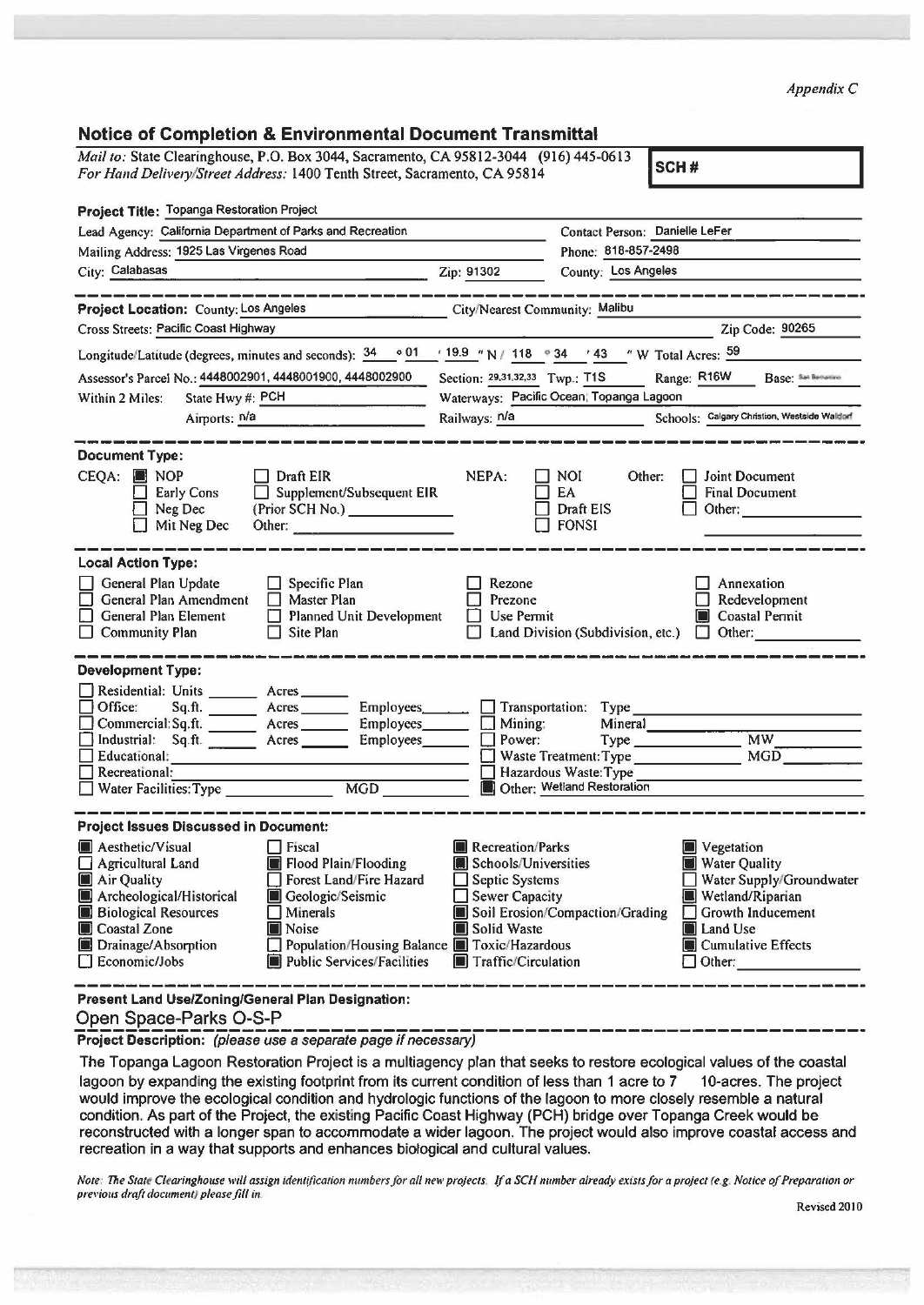*Appendix C*

## Notice of Completion & Environmental Document Transmittal

*Mail to:* State Clearinghouse, P.O. Box 3044, Sacramento, CA 95812-3044 (916) 445-0613
*For Hand Delivery/Street Address:* 1400 Tenth Street, Sacramento, CA 95814

**SCH #**

**Project Title:** Topanga Restoration Project

Lead Agency: California Department of Parks and Recreation — Contact Person: Danielle LeFer

Mailing Address: 1925 Las Virgenes Road — Phone: 818-857-2498

City: Calabasas — Zip: 91302 — County: Los Angeles

---

**Project Location:** County: Los Angeles — City/Nearest Community: Malibu

Cross Streets: Pacific Coast Highway — Zip Code: 90265

Longitude/Latitude (degrees, minutes and seconds): 34 ° 01 ′ 19.9 ″ N / 118 ° 34 ′ 43 ″ W Total Acres: 59

Assessor's Parcel No.: 4448002901, 4448001900, 4448002900 — Section: 29,31,32,33 Twp.: T1S — Range: R16W — Base: San Bernardino

Within 2 Miles: State Hwy #: PCH — Waterways: Pacific Ocean; Topanga Lagoon

Airports: n/a — Railways: n/a — Schools: Calgary Christian, Westside Waldorf

---

**Document Type:**

CEQA: ■ NOP ☐ Early Cons ☐ Neg Dec ☐ Mit Neg Dec ☐ Draft EIR ☐ Supplement/Subsequent EIR (Prior SCH No.) ______ Other: ______

NEPA: ☐ NOI ☐ EA ☐ Draft EIS ☐ FONSI

Other: ☐ Joint Document ☐ Final Document ☐ Other: ______

---

**Local Action Type:**

☐ General Plan Update ☐ General Plan Amendment ☐ General Plan Element ☐ Community Plan ☐ Specific Plan ☐ Master Plan ☐ Planned Unit Development ☐ Site Plan ☐ Rezone ☐ Prezone ☐ Use Permit ☐ Land Division (Subdivision, etc.) ☐ Annexation ☐ Redevelopment ■ Coastal Permit ☐ Other: ______

---

**Development Type:**

☐ Residential: Units ______ Acres ______
☐ Office: Sq.ft. ______ Acres ______ Employees ______
☐ Commercial: Sq.ft. ______ Acres ______ Employees ______
☐ Industrial: Sq.ft. ______ Acres ______ Employees ______
☐ Educational: ______
☐ Recreational: ______
☐ Water Facilities: Type ______ MGD ______
☐ Transportation: Type ______
☐ Mining: Mineral ______
☐ Power: Type ______ MW ______
☐ Waste Treatment: Type ______ MGD ______
☐ Hazardous Waste: Type ______
■ Other: Wetland Restoration

---

**Project Issues Discussed in Document:**

■ Aesthetic/Visual ☐ Agricultural Land ■ Air Quality ■ Archeological/Historical ■ Biological Resources ■ Coastal Zone ■ Drainage/Absorption ☐ Economic/Jobs ☐ Fiscal ■ Flood Plain/Flooding ☐ Forest Land/Fire Hazard ■ Geologic/Seismic ☐ Minerals ■ Noise ☐ Population/Housing Balance ■ Public Services/Facilities ■ Recreation/Parks ■ Schools/Universities ☐ Septic Systems ☐ Sewer Capacity ■ Soil Erosion/Compaction/Grading ■ Solid Waste ■ Toxic/Hazardous ■ Traffic/Circulation ■ Vegetation ■ Water Quality ☐ Water Supply/Groundwater ■ Wetland/Riparian ☐ Growth Inducement ■ Land Use ■ Cumulative Effects ☐ Other: ______

---

**Present Land Use/Zoning/General Plan Designation:**

Open Space-Parks O-S-P

**Project Description:** *(please use a separate page if necessary)*

The Topanga Lagoon Restoration Project is a multiagency plan that seeks to restore ecological values of the coastal lagoon by expanding the existing footprint from its current condition of less than 1 acre to 7 10-acres. The project would improve the ecological condition and hydrologic functions of the lagoon to more closely resemble a natural condition. As part of the Project, the existing Pacific Coast Highway (PCH) bridge over Topanga Creek would be reconstructed with a longer span to accommodate a wider lagoon. The project would also improve coastal access and recreation in a way that supports and enhances biological and cultural values.

*Note: The State Clearinghouse will assign identification numbers for all new projects. If a SCH number already exists for a project (e.g. Notice of Preparation or previous draft document) please fill in.*

Revised 2010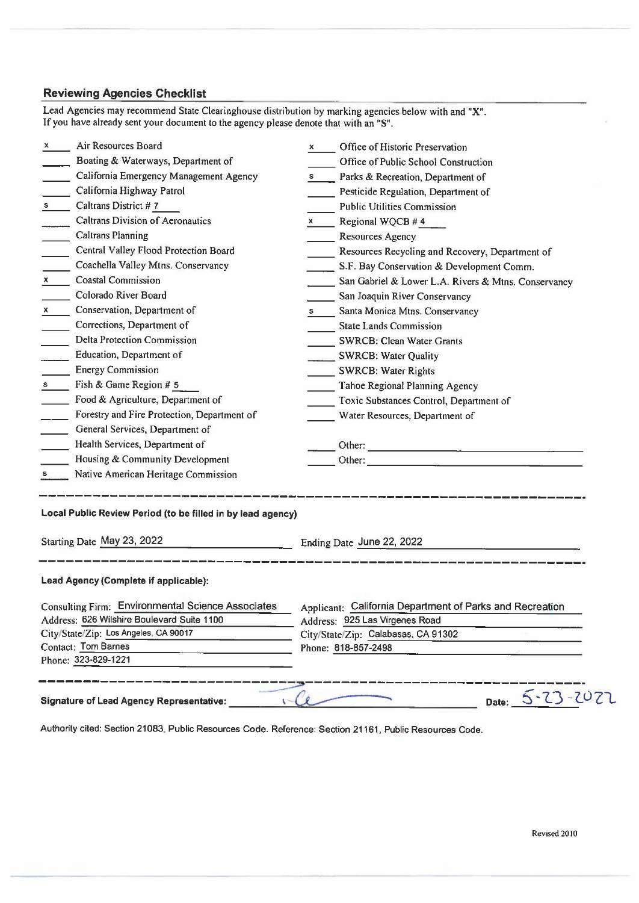## Reviewing Agencies Checklist

Lead Agencies may recommend State Clearinghouse distribution by marking agencies below with and "X".
If you have already sent your document to the agency please denote that with an "S".

- x Air Resources Board
- ___ Boating & Waterways, Department of
- ___ California Emergency Management Agency
- ___ California Highway Patrol
- s Caltrans District # 7
- ___ Caltrans Division of Aeronautics
- ___ Caltrans Planning
- ___ Central Valley Flood Protection Board
- ___ Coachella Valley Mtns. Conservancy
- x Coastal Commission
- ___ Colorado River Board
- x Conservation, Department of
- ___ Corrections, Department of
- ___ Delta Protection Commission
- ___ Education, Department of
- ___ Energy Commission
- s Fish & Game Region # 5
- ___ Food & Agriculture, Department of
- ___ Forestry and Fire Protection, Department of
- ___ General Services, Department of
- ___ Health Services, Department of
- ___ Housing & Community Development
- s Native American Heritage Commission
- x Office of Historic Preservation
- ___ Office of Public School Construction
- s Parks & Recreation, Department of
- ___ Pesticide Regulation, Department of
- ___ Public Utilities Commission
- x Regional WQCB # 4
- ___ Resources Agency
- ___ Resources Recycling and Recovery, Department of
- ___ S.F. Bay Conservation & Development Comm.
- ___ San Gabriel & Lower L.A. Rivers & Mtns. Conservancy
- ___ San Joaquin River Conservancy
- s Santa Monica Mtns. Conservancy
- ___ State Lands Commission
- ___ SWRCB: Clean Water Grants
- ___ SWRCB: Water Quality
- ___ SWRCB: Water Rights
- ___ Tahoe Regional Planning Agency
- ___ Toxic Substances Control, Department of
- ___ Water Resources, Department of
- ___ Other: ___
- ___ Other: ___

---

**Local Public Review Period (to be filled in by lead agency)**

Starting Date May 23, 2022 Ending Date June 22, 2022

---

**Lead Agency (Complete if applicable):**

Consulting Firm: Environmental Science Associates
Address: 626 Wilshire Boulevard Suite 1100
City/State/Zip: Los Angeles, CA 90017
Contact: Tom Barnes
Phone: 323-829-1221

Applicant: California Department of Parks and Recreation
Address: 925 Las Virgenes Road
City/State/Zip: Calabasas, CA 91302
Phone: 818-857-2498

---

**Signature of Lead Agency Representative:** [signature] **Date:** 5-23-2022

Authority cited: Section 21083, Public Resources Code. Reference: Section 21161, Public Resources Code.

Revised 2010